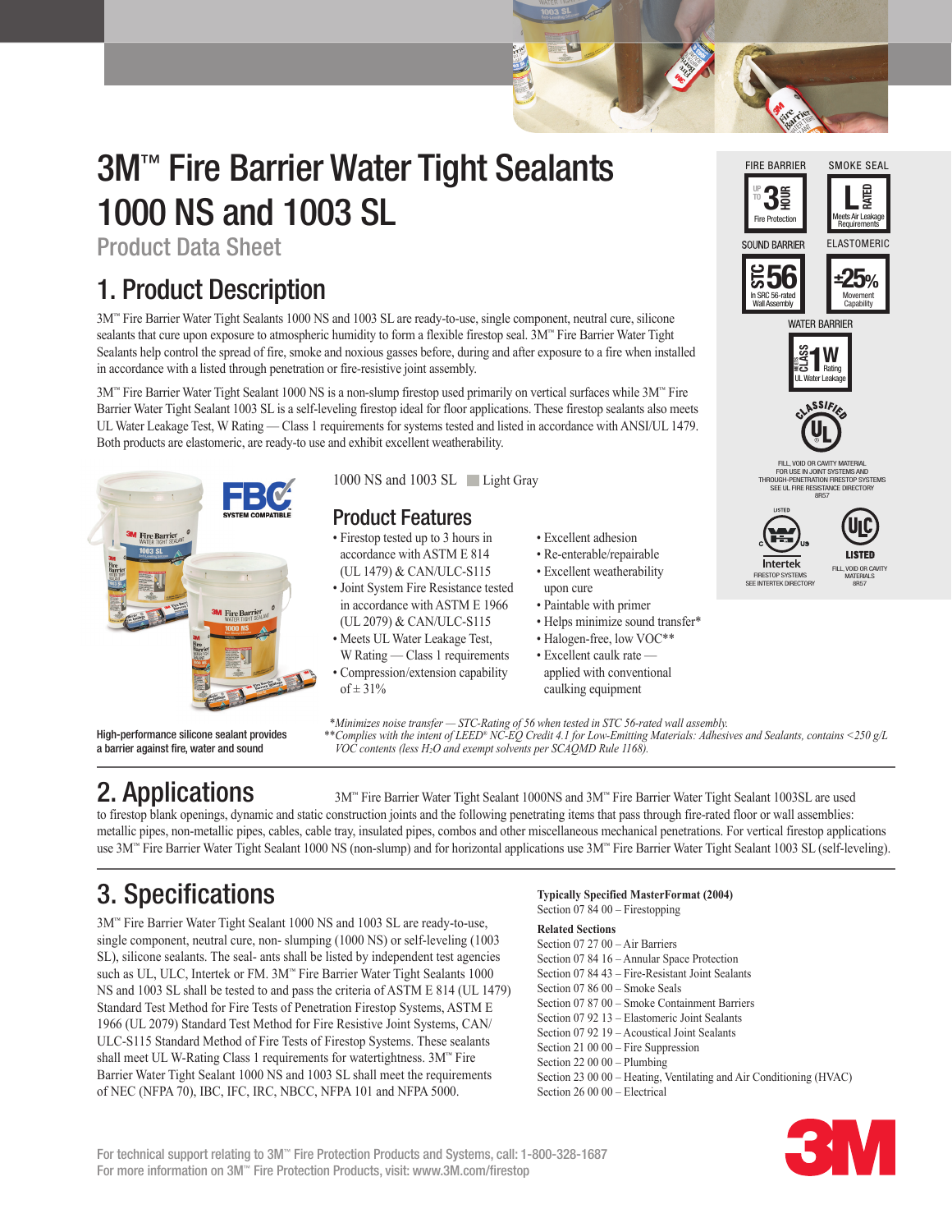# 3M™ Fire Barrier Water Tight Sealants 1000 NS and 1003 SL

Product Data Sheet

## 1. Product Description

3M™ Fire Barrier Water Tight Sealants 1000 NS and 1003 SL are ready-to-use, single component, neutral cure, silicone sealants that cure upon exposure to atmospheric humidity to form a flexible firestop seal. 3M™ Fire Barrier Water Tight Sealants help control the spread of fire, smoke and noxious gasses before, during and after exposure to a fire when installed in accordance with a listed through penetration or fire-resistive joint assembly.

3M™ Fire Barrier Water Tight Sealant 1000 NS is a non-slump firestop used primarily on vertical surfaces while 3M™ Fire Barrier Water Tight Sealant 1003 SL is a self-leveling firestop ideal for floor applications. These firestop sealants also meets UL Water Leakage Test, W Rating — Class 1 requirements for systems tested and listed in accordance with ANSI/UL 1479. Both products are elastomeric, are ready-to use and exhibit excellent weatherability.

FIRE BARRIER: UP TO 3 HOUR Fire Protection
SMOKE SEAL: L RATED Meets Air Leakage Requirements
SOUND BARRIER: STC 56 In SRC 56-rated Wall Assembly
ELASTOMERIC: ±25% Movement Capability
WATER BARRIER: UL CLASS 1 W Rating UL Water Leakage

CLASSIFIED UL — FILL, VOID OR CAVITY MATERIAL FOR USE IN JOINT SYSTEMS AND THROUGH-PENETRATION FIRESTOP SYSTEMS SEE UL FIRE RESISTANCE DIRECTORY 8R57

Intertek LISTED — FIRESTOP SYSTEMS SEE INTERTEK DIRECTORY

ULC LISTED — FILL, VOID OR CAVITY MATERIALS 8R57

FBC SYSTEM COMPATIBLE

High-performance silicone sealant provides a barrier against fire, water and sound

1000 NS and 1003 SL — Light Gray

### Product Features

- Firestop tested up to 3 hours in accordance with ASTM E 814 (UL 1479) & CAN/ULC-S115
- Joint System Fire Resistance tested in accordance with ASTM E 1966 (UL 2079) & CAN/ULC-S115
- Meets UL Water Leakage Test, W Rating — Class 1 requirements
- Compression/extension capability of ± 31%
- Excellent adhesion
- Re-enterable/repairable
- Excellent weatherability upon cure
- Paintable with primer
- Helps minimize sound transfer*
- Halogen-free, low VOC**
- Excellent caulk rate — applied with conventional caulking equipment

*Minimizes noise transfer — STC-Rating of 56 when tested in STC 56-rated wall assembly.
**Complies with the intent of LEED® NC-EQ Credit 4.1 for Low-Emitting Materials: Adhesives and Sealants, contains <250 g/L VOC contents (less $H_2O$ and exempt solvents per SCAQMD Rule 1168).*

## 2. Applications

3M™ Fire Barrier Water Tight Sealant 1000NS and 3M™ Fire Barrier Water Tight Sealant 1003SL are used to firestop blank openings, dynamic and static construction joints and the following penetrating items that pass through fire-rated floor or wall assemblies: metallic pipes, non-metallic pipes, cables, cable tray, insulated pipes, combos and other miscellaneous mechanical penetrations. For vertical firestop applications use 3M™ Fire Barrier Water Tight Sealant 1000 NS (non-slump) and for horizontal applications use 3M™ Fire Barrier Water Tight Sealant 1003 SL (self-leveling).

## 3. Specifications

3M™ Fire Barrier Water Tight Sealant 1000 NS and 1003 SL are ready-to-use, single component, neutral cure, non- slumping (1000 NS) or self-leveling (1003 SL), silicone sealants. The seal- ants shall be listed by independent test agencies such as UL, ULC, Intertek or FM. 3M™ Fire Barrier Water Tight Sealants 1000 NS and 1003 SL shall be tested to and pass the criteria of ASTM E 814 (UL 1479) Standard Test Method for Fire Tests of Penetration Firestop Systems, ASTM E 1966 (UL 2079) Standard Test Method for Fire Resistive Joint Systems, CAN/ULC-S115 Standard Method of Fire Tests of Firestop Systems. These sealants shall meet UL W-Rating Class 1 requirements for watertightness. 3M™ Fire Barrier Water Tight Sealant 1000 NS and 1003 SL shall meet the requirements of NEC (NFPA 70), IBC, IFC, IRC, NBCC, NFPA 101 and NFPA 5000.

**Typically Specified MasterFormat (2004)**
Section 07 84 00 – Firestopping

**Related Sections**
Section 07 27 00 – Air Barriers
Section 07 84 16 – Annular Space Protection
Section 07 84 43 – Fire-Resistant Joint Sealants
Section 07 86 00 – Smoke Seals
Section 07 87 00 – Smoke Containment Barriers
Section 07 92 13 – Elastomeric Joint Sealants
Section 07 92 19 – Acoustical Joint Sealants
Section 21 00 00 – Fire Suppression
Section 22 00 00 – Plumbing
Section 23 00 00 – Heating, Ventilating and Air Conditioning (HVAC)
Section 26 00 00 – Electrical

For technical support relating to 3M™ Fire Protection Products and Systems, call: 1-800-328-1687
For more information on 3M™ Fire Protection Products, visit: www.3M.com/firestop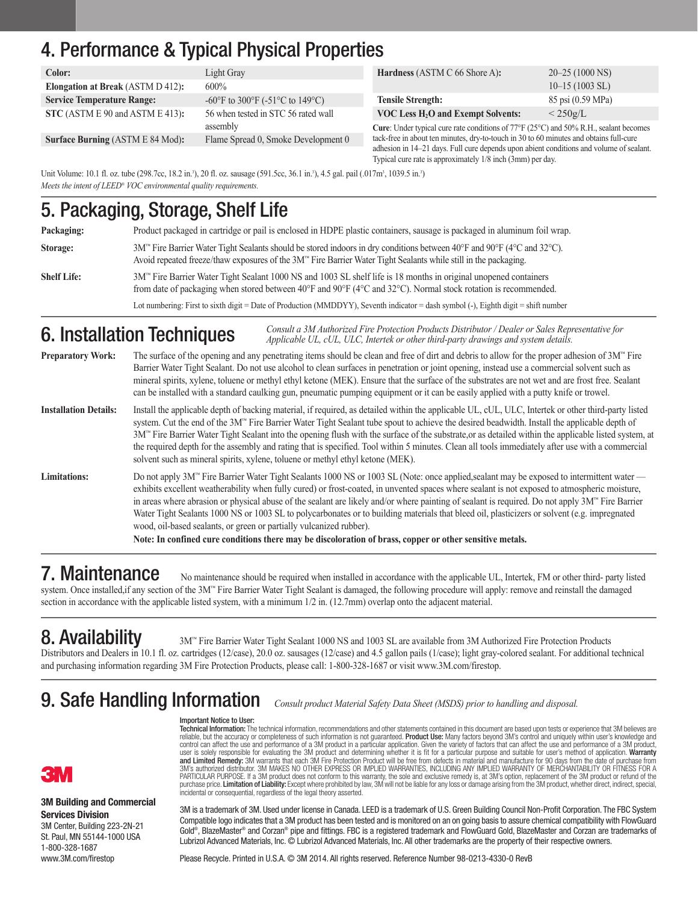## 4. Performance & Typical Physical Properties

| | |
|---|---|
| **Color:** | Light Gray |
| **Elongation at Break** (ASTM D 412)**:** | 600% |
| **Service Temperature Range:** | -60°F to 300°F (-51°C to 149°C) |
| **STC** (ASTM E 90 and ASTM E 413)**:** | 56 when tested in STC 56 rated wall assembly |
| **Surface Burning** (ASTM E 84 Mod)**:** | Flame Spread 0, Smoke Development 0 |

| | |
|---|---|
| **Hardness** (ASTM C 66 Shore A)**:** | 20–25 (1000 NS)<br>10–15 (1003 SL) |
| **Tensile Strength:** | 85 psi (0.59 MPa) |
| **VOC Less $H_2O$ and Exempt Solvents:** | < 250g/L |

**Cure**: Under typical cure rate conditions of 77°F (25°C) and 50% R.H., sealant becomes tack-free in about ten minutes, dry-to-touch in 30 to 60 minutes and obtains full-cure adhesion in 14–21 days. Full cure depends upon abient conditions and volume of sealant. Typical cure rate is approximately 1/8 inch (3mm) per day.

Unit Volume: 10.1 fl. oz. tube (298.7cc, 18.2 in.$^3$), 20 fl. oz. sausage (591.5cc, 36.1 in.$^3$), 4.5 gal. pail (.017m$^3$, 1039.5 in.$^3$)

*Meets the intent of LEED® VOC environmental quality requirements.*

## 5. Packaging, Storage, Shelf Life

**Packaging:** Product packaged in cartridge or pail is enclosed in HDPE plastic containers, sausage is packaged in aluminum foil wrap.

**Storage:** 3M™ Fire Barrier Water Tight Sealants should be stored indoors in dry conditions between 40°F and 90°F (4°C and 32°C). Avoid repeated freeze/thaw exposures of the 3M™ Fire Barrier Water Tight Sealants while still in the packaging.

**Shelf Life:** 3M™ Fire Barrier Water Tight Sealant 1000 NS and 1003 SL shelf life is 18 months in original unopened containers from date of packaging when stored between 40°F and 90°F (4°C and 32°C). Normal stock rotation is recommended.

Lot numbering: First to sixth digit = Date of Production (MMDDYY), Seventh indicator = dash symbol (-), Eighth digit = shift number

## 6. Installation Techniques

*Consult a 3M Authorized Fire Protection Products Distributor / Dealer or Sales Representative for Applicable UL, cUL, ULC, Intertek or other third-party drawings and system details.*

**Preparatory Work:** The surface of the opening and any penetrating items should be clean and free of dirt and debris to allow for the proper adhesion of 3M™ Fire Barrier Water Tight Sealant. Do not use alcohol to clean surfaces in penetration or joint opening, instead use a commercial solvent such as mineral spirits, xylene, toluene or methyl ethyl ketone (MEK). Ensure that the surface of the substrates are not wet and are frost free. Sealant can be installed with a standard caulking gun, pneumatic pumping equipment or it can be easily applied with a putty knife or trowel.

**Installation Details:** Install the applicable depth of backing material, if required, as detailed within the applicable UL, cUL, ULC, Intertek or other third-party listed system. Cut the end of the 3M™ Fire Barrier Water Tight Sealant tube spout to achieve the desired beadwidth. Install the applicable depth of 3M™ Fire Barrier Water Tight Sealant into the opening flush with the surface of the substrate,or as detailed within the applicable listed system, at the required depth for the assembly and rating that is specified. Tool within 5 minutes. Clean all tools immediately after use with a commercial solvent such as mineral spirits, xylene, toluene or methyl ethyl ketone (MEK).

**Limitations:** Do not apply 3M™ Fire Barrier Water Tight Sealants 1000 NS or 1003 SL (Note: once applied,sealant may be exposed to intermittent water — exhibits excellent weatherability when fully cured) or frost-coated, in unvented spaces where sealant is not exposed to atmospheric moisture, in areas where abrasion or physical abuse of the sealant are likely and/or where painting of sealant is required. Do not apply 3M™ Fire Barrier Water Tight Sealants 1000 NS or 1003 SL to polycarbonates or to building materials that bleed oil, plasticizers or solvent (e.g. impregnated wood, oil-based sealants, or green or partially vulcanized rubber).

**Note: In confined cure conditions there may be discoloration of brass, copper or other sensitive metals.**

## 7. Maintenance

No maintenance should be required when installed in accordance with the applicable UL, Intertek, FM or other third- party listed system. Once installed,if any section of the 3M™ Fire Barrier Water Tight Sealant is damaged, the following procedure will apply: remove and reinstall the damaged section in accordance with the applicable listed system, with a minimum 1/2 in. (12.7mm) overlap onto the adjacent material.

## 8. Availability

3M™ Fire Barrier Water Tight Sealant 1000 NS and 1003 SL are available from 3M Authorized Fire Protection Products Distributors and Dealers in 10.1 fl. oz. cartridges (12/case), 20.0 oz. sausages (12/case) and 4.5 gallon pails (1/case); light gray-colored sealant. For additional technical and purchasing information regarding 3M Fire Protection Products, please call: 1-800-328-1687 or visit www.3M.com/firestop.

## 9. Safe Handling Information

*Consult product Material Safety Data Sheet (MSDS) prior to handling and disposal.*

**Important Notice to User:**
**Technical Information:** The technical information, recommendations and other statements contained in this document are based upon tests or experience that 3M believes are reliable, but the accuracy or completeness of such information is not guaranteed. **Product Use:** Many factors beyond 3M's control and uniquely within user's knowledge and control can affect the use and performance of a 3M product in a particular application. Given the variety of factors that can affect the use and performance of a 3M product, user is solely responsible for evaluating the 3M product and determining whether it is fit for a particular purpose and suitable for user's method of application. **Warranty and Limited Remedy:** 3M warrants that each 3M Fire Protection Product will be free from defects in material and manufacture for 90 days from the date of purchase from 3M's authorized distributor. 3M MAKES NO OTHER EXPRESS OR IMPLIED WARRANTIES, INCLUDING ANY IMPLIED WARRANTY OF MERCHANTABILITY OR FITNESS FOR A PARTICULAR PURPOSE. If a 3M product does not conform to this warranty, the sole and exclusive remedy is, at 3M's option, replacement of the 3M product or refund of the purchase price. **Limitation of Liability:** Except where prohibited by law, 3M will not be liable for any loss or damage arising from the 3M product, whether direct, indirect, special, incidental or consequential, regardless of the legal theory asserted.

3M is a trademark of 3M. Used under license in Canada. LEED is a trademark of U.S. Green Building Council Non-Profit Corporation. The FBC System Compatible logo indicates that a 3M product has been tested and is monitored on an on going basis to assure chemical compatibility with FlowGuard Gold®, BlazeMaster® and Corzan® pipe and fittings. FBC is a registered trademark and FlowGuard Gold, BlazeMaster and Corzan are trademarks of Lubrizol Advanced Materials, Inc. © Lubrizol Advanced Materials, Inc. All other trademarks are the property of their respective owners.

**3M Building and Commercial Services Division**
3M Center, Building 223-2N-21
St. Paul, MN 55144-1000 USA
1-800-328-1687
www.3M.com/firestop

Please Recycle. Printed in U.S.A. © 3M 2014. All rights reserved. Reference Number 98-0213-4330-0 RevB